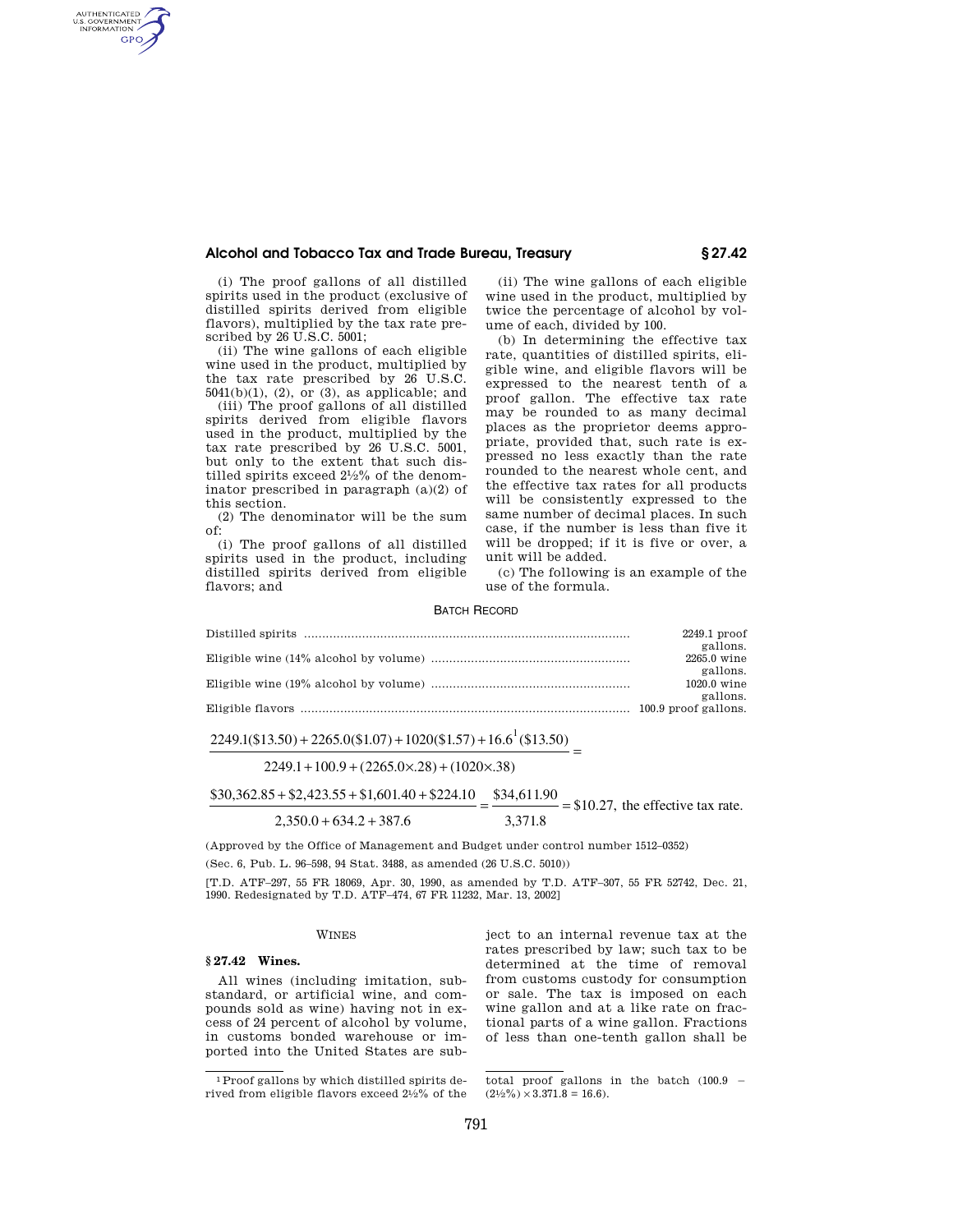(i) The proof gallons of all distilled spirits used in the product (exclusive of distilled spirits derived from eligible flavors), multiplied by the tax rate prescribed by 26 U.S.C. 5001;

(ii) The wine gallons of each eligible wine used in the product, multiplied by the tax rate prescribed by 26 U.S.C. 5041(b)(1), (2), or (3), as applicable; and

(iii) The proof gallons of all distilled spirits derived from eligible flavors used in the product, multiplied by the tax rate prescribed by 26 U.S.C. 5001, but only to the extent that such distilled spirits exceed 2½% of the denominator prescribed in paragraph (a)(2) of this section.

(2) The denominator will be the sum of:

(i) The proof gallons of all distilled spirits used in the product, including distilled spirits derived from eligible flavors; and

(ii) The wine gallons of each eligible wine used in the product, multiplied by twice the percentage of alcohol by volume of each, divided by 100.

(b) In determining the effective tax rate, quantities of distilled spirits, eligible wine, and eligible flavors will be expressed to the nearest tenth of a proof gallon. The effective tax rate may be rounded to as many decimal places as the proprietor deems appropriate, provided that, such rate is expressed no less exactly than the rate rounded to the nearest whole cent, and the effective tax rates for all products will be consistently expressed to the same number of decimal places. In such case, if the number is less than five it will be dropped; if it is five or over, a unit will be added.

(c) The following is an example of the use of the formula.

BATCH RECORD

| | |
|---|---|
| Distilled spirits | 2249.1 proof gallons. |
| Eligible wine (14% alcohol by volume) | 2265.0 wine gallons. |
| Eligible wine (19% alcohol by volume) | 1020.0 wine gallons. |
| Eligible flavors | 100.9 proof gallons. |

$$\frac{2249.1(\$13.50)+2265.0(\$1.07)+1020(\$1.57)+16.6^{1}(\$13.50)}{2249.1+100.9+(2265.0\times.28)+(1020\times.38)}=$$

$$\frac{\$30{,}362.85+\$2{,}423.55+\$1{,}601.40+\$224.10}{2{,}350.0+634.2+387.6}=\frac{\$34{,}611.90}{3{,}371.8}=\$10.27,\text{ the effective tax rate.}$$

(Approved by the Office of Management and Budget under control number 1512–0352)

(Sec. 6, Pub. L. 96–598, 94 Stat. 3488, as amended (26 U.S.C. 5010))

[T.D. ATF–297, 55 FR 18069, Apr. 30, 1990, as amended by T.D. ATF–307, 55 FR 52742, Dec. 21, 1990. Redesignated by T.D. ATF–474, 67 FR 11232, Mar. 13, 2002]

WINES

### § 27.42 Wines.

All wines (including imitation, substandard, or artificial wine, and compounds sold as wine) having not in excess of 24 percent of alcohol by volume, in customs bonded warehouse or imported into the United States are subject to an internal revenue tax at the rates prescribed by law; such tax to be determined at the time of removal from customs custody for consumption or sale. The tax is imposed on each wine gallon and at a like rate on fractional parts of a wine gallon. Fractions of less than one-tenth gallon shall be

[1] Proof gallons by which distilled spirits derived from eligible flavors exceed 2½% of the total proof gallons in the batch (100.9 − (2½%) × 3.371.8 = 16.6).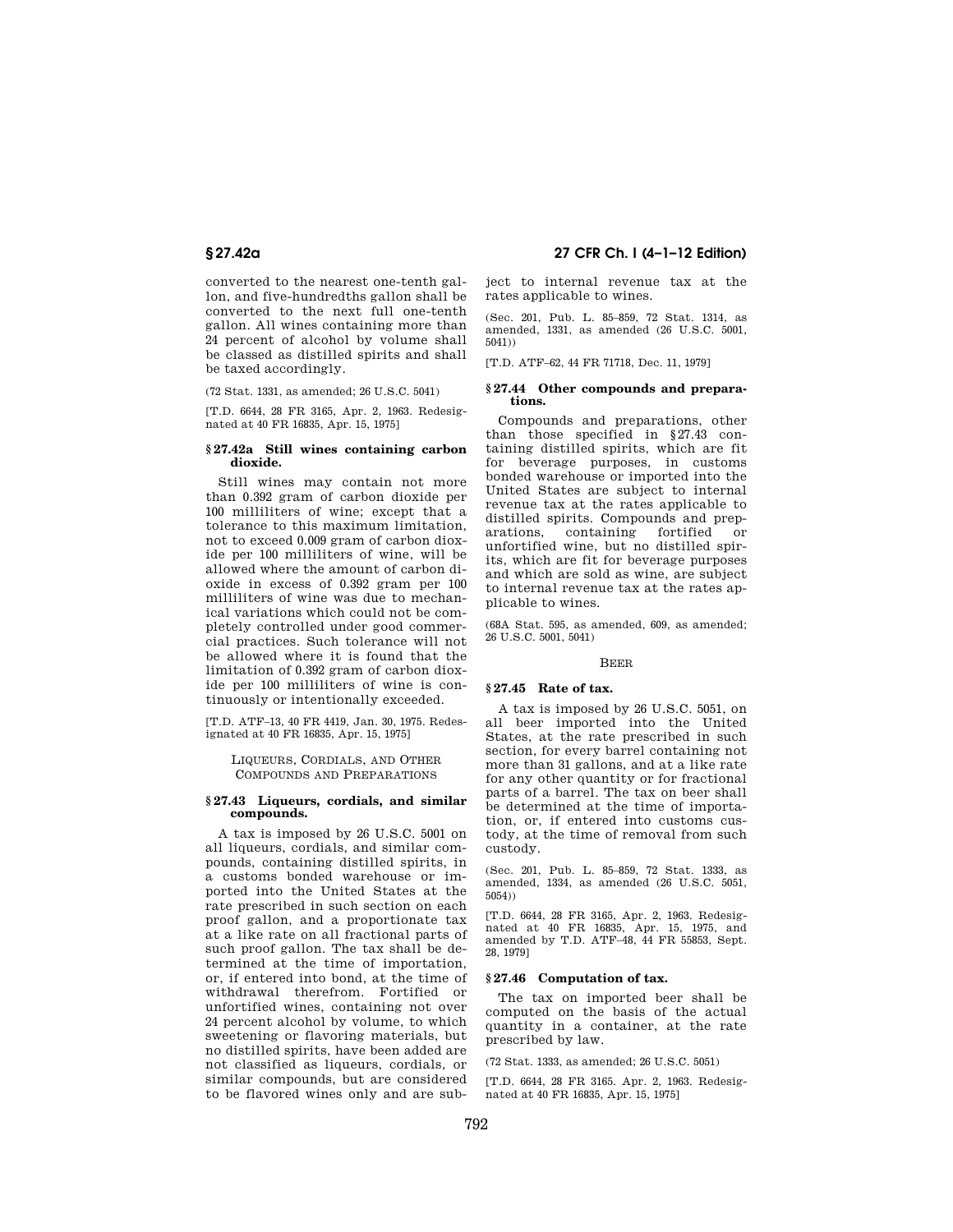converted to the nearest one-tenth gallon, and five-hundredths gallon shall be converted to the next full one-tenth gallon. All wines containing more than 24 percent of alcohol by volume shall be classed as distilled spirits and shall be taxed accordingly.

(72 Stat. 1331, as amended; 26 U.S.C. 5041)

[T.D. 6644, 28 FR 3165, Apr. 2, 1963. Redesignated at 40 FR 16835, Apr. 15, 1975]

### § 27.42a Still wines containing carbon dioxide.

Still wines may contain not more than 0.392 gram of carbon dioxide per 100 milliliters of wine; except that a tolerance to this maximum limitation, not to exceed 0.009 gram of carbon dioxide per 100 milliliters of wine, will be allowed where the amount of carbon dioxide in excess of 0.392 gram per 100 milliliters of wine was due to mechanical variations which could not be completely controlled under good commercial practices. Such tolerance will not be allowed where it is found that the limitation of 0.392 gram of carbon dioxide per 100 milliliters of wine is continuously or intentionally exceeded.

[T.D. ATF–13, 40 FR 4419, Jan. 30, 1975. Redesignated at 40 FR 16835, Apr. 15, 1975]

## LIQUEURS, CORDIALS, AND OTHER COMPOUNDS AND PREPARATIONS

### § 27.43 Liqueurs, cordials, and similar compounds.

A tax is imposed by 26 U.S.C. 5001 on all liqueurs, cordials, and similar compounds, containing distilled spirits, in a customs bonded warehouse or imported into the United States at the rate prescribed in such section on each proof gallon, and a proportionate tax at a like rate on all fractional parts of such proof gallon. The tax shall be determined at the time of importation, or, if entered into bond, at the time of withdrawal therefrom. Fortified or unfortified wines, containing not over 24 percent alcohol by volume, to which sweetening or flavoring materials, but no distilled spirits, have been added are not classified as liqueurs, cordials, or similar compounds, but are considered to be flavored wines only and are subject to internal revenue tax at the rates applicable to wines.

(Sec. 201, Pub. L. 85–859, 72 Stat. 1314, as amended, 1331, as amended (26 U.S.C. 5001, 5041))

[T.D. ATF–62, 44 FR 71718, Dec. 11, 1979]

### § 27.44 Other compounds and preparations.

Compounds and preparations, other than those specified in § 27.43 containing distilled spirits, which are fit for beverage purposes, in customs bonded warehouse or imported into the United States are subject to internal revenue tax at the rates applicable to distilled spirits. Compounds and preparations, containing fortified or unfortified wine, but no distilled spirits, which are fit for beverage purposes and which are sold as wine, are subject to internal revenue tax at the rates applicable to wines.

(68A Stat. 595, as amended, 609, as amended; 26 U.S.C. 5001, 5041)

## BEER

### § 27.45 Rate of tax.

A tax is imposed by 26 U.S.C. 5051, on all beer imported into the United States, at the rate prescribed in such section, for every barrel containing not more than 31 gallons, and at a like rate for any other quantity or for fractional parts of a barrel. The tax on beer shall be determined at the time of importation, or, if entered into customs custody, at the time of removal from such custody.

(Sec. 201, Pub. L. 85–859, 72 Stat. 1333, as amended, 1334, as amended (26 U.S.C. 5051, 5054))

[T.D. 6644, 28 FR 3165, Apr. 2, 1963. Redesignated at 40 FR 16835, Apr. 15, 1975, and amended by T.D. ATF–48, 44 FR 55853, Sept. 28, 1979]

### § 27.46 Computation of tax.

The tax on imported beer shall be computed on the basis of the actual quantity in a container, at the rate prescribed by law.

(72 Stat. 1333, as amended; 26 U.S.C. 5051)

[T.D. 6644, 28 FR 3165. Apr. 2, 1963. Redesignated at 40 FR 16835, Apr. 15, 1975]